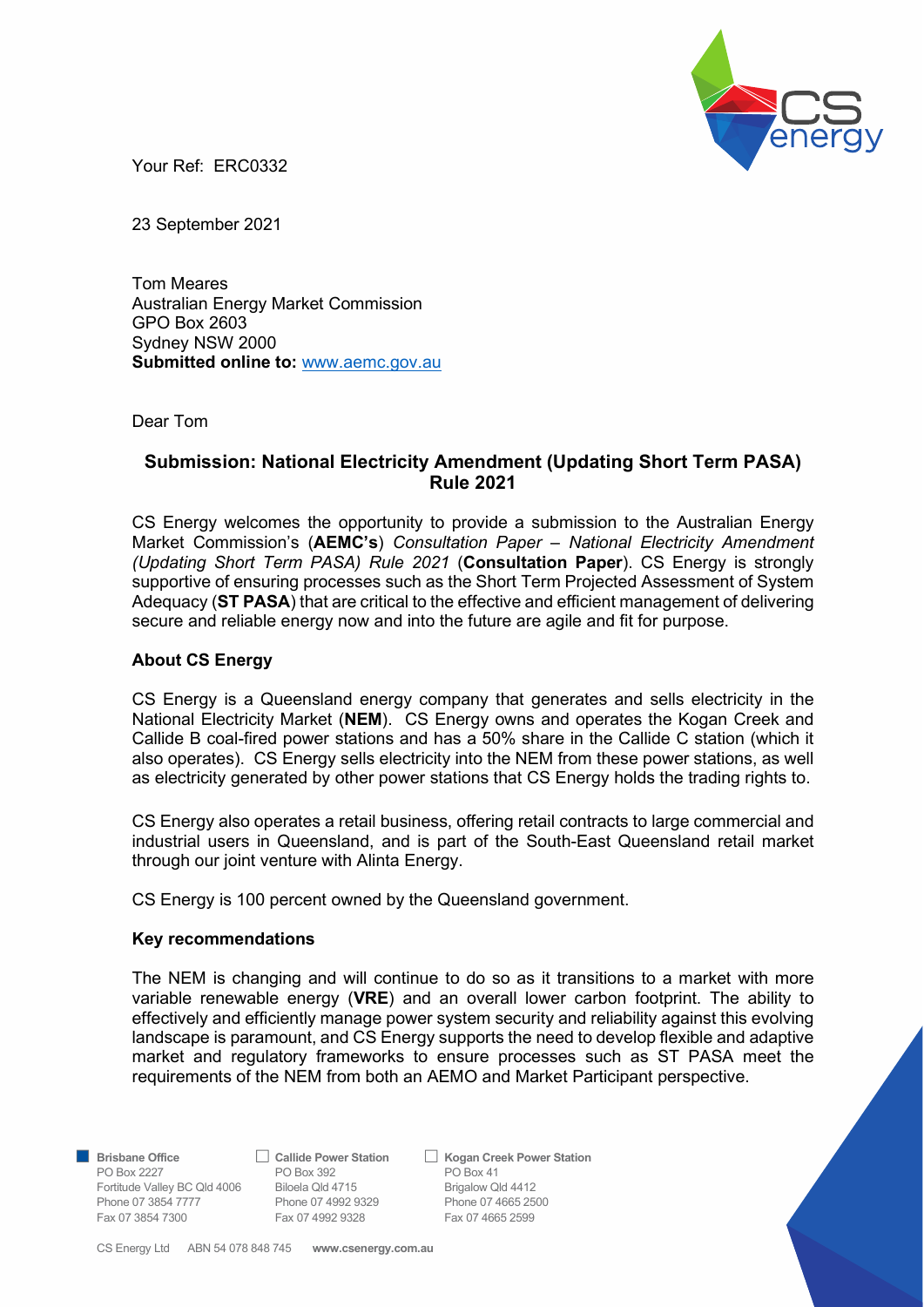Your Ref: ERC0332

23 September 2021

Tom Meares
Australian Energy Market Commission
GPO Box 2603
Sydney NSW 2000
**Submitted online to:** www.aemc.gov.au

Dear Tom

## Submission: National Electricity Amendment (Updating Short Term PASA) Rule 2021

CS Energy welcomes the opportunity to provide a submission to the Australian Energy Market Commission's (**AEMC's**) *Consultation Paper – National Electricity Amendment (Updating Short Term PASA) Rule 2021* (**Consultation Paper**). CS Energy is strongly supportive of ensuring processes such as the Short Term Projected Assessment of System Adequacy (**ST PASA**) that are critical to the effective and efficient management of delivering secure and reliable energy now and into the future are agile and fit for purpose.

### About CS Energy

CS Energy is a Queensland energy company that generates and sells electricity in the National Electricity Market (**NEM**). CS Energy owns and operates the Kogan Creek and Callide B coal-fired power stations and has a 50% share in the Callide C station (which it also operates). CS Energy sells electricity into the NEM from these power stations, as well as electricity generated by other power stations that CS Energy holds the trading rights to.

CS Energy also operates a retail business, offering retail contracts to large commercial and industrial users in Queensland, and is part of the South-East Queensland retail market through our joint venture with Alinta Energy.

CS Energy is 100 percent owned by the Queensland government.

### Key recommendations

The NEM is changing and will continue to do so as it transitions to a market with more variable renewable energy (**VRE**) and an overall lower carbon footprint. The ability to effectively and efficiently manage power system security and reliability against this evolving landscape is paramount, and CS Energy supports the need to develop flexible and adaptive market and regulatory frameworks to ensure processes such as ST PASA meet the requirements of the NEM from both an AEMO and Market Participant perspective.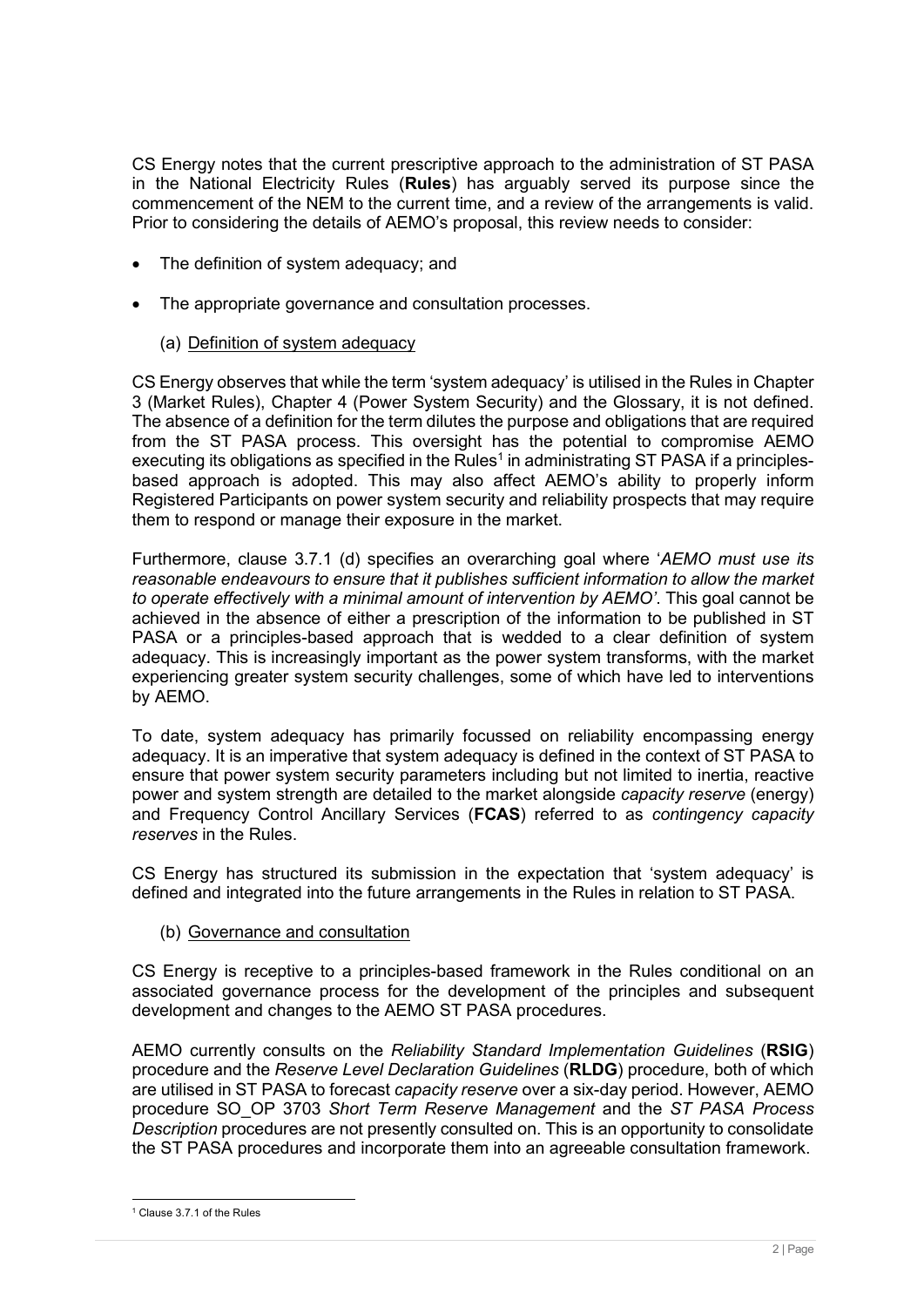CS Energy notes that the current prescriptive approach to the administration of ST PASA in the National Electricity Rules (**Rules**) has arguably served its purpose since the commencement of the NEM to the current time, and a review of the arrangements is valid. Prior to considering the details of AEMO's proposal, this review needs to consider:

- The definition of system adequacy; and
- The appropriate governance and consultation processes.

(a) Definition of system adequacy

CS Energy observes that while the term 'system adequacy' is utilised in the Rules in Chapter 3 (Market Rules), Chapter 4 (Power System Security) and the Glossary, it is not defined. The absence of a definition for the term dilutes the purpose and obligations that are required from the ST PASA process. This oversight has the potential to compromise AEMO executing its obligations as specified in the Rules[1] in administrating ST PASA if a principles-based approach is adopted. This may also affect AEMO's ability to properly inform Registered Participants on power system security and reliability prospects that may require them to respond or manage their exposure in the market.

Furthermore, clause 3.7.1 (d) specifies an overarching goal where '*AEMO must use its reasonable endeavours to ensure that it publishes sufficient information to allow the market to operate effectively with a minimal amount of intervention by AEMO'*. This goal cannot be achieved in the absence of either a prescription of the information to be published in ST PASA or a principles-based approach that is wedded to a clear definition of system adequacy. This is increasingly important as the power system transforms, with the market experiencing greater system security challenges, some of which have led to interventions by AEMO.

To date, system adequacy has primarily focussed on reliability encompassing energy adequacy. It is an imperative that system adequacy is defined in the context of ST PASA to ensure that power system security parameters including but not limited to inertia, reactive power and system strength are detailed to the market alongside *capacity reserve* (energy) and Frequency Control Ancillary Services (**FCAS**) referred to as *contingency capacity reserves* in the Rules.

CS Energy has structured its submission in the expectation that 'system adequacy' is defined and integrated into the future arrangements in the Rules in relation to ST PASA.

(b) Governance and consultation

CS Energy is receptive to a principles-based framework in the Rules conditional on an associated governance process for the development of the principles and subsequent development and changes to the AEMO ST PASA procedures.

AEMO currently consults on the *Reliability Standard Implementation Guidelines* (**RSIG**) procedure and the *Reserve Level Declaration Guidelines* (**RLDG**) procedure, both of which are utilised in ST PASA to forecast *capacity reserve* over a six-day period. However, AEMO procedure SO_OP 3703 *Short Term Reserve Management* and the *ST PASA Process Description* procedures are not presently consulted on. This is an opportunity to consolidate the ST PASA procedures and incorporate them into an agreeable consultation framework.

[1] Clause 3.7.1 of the Rules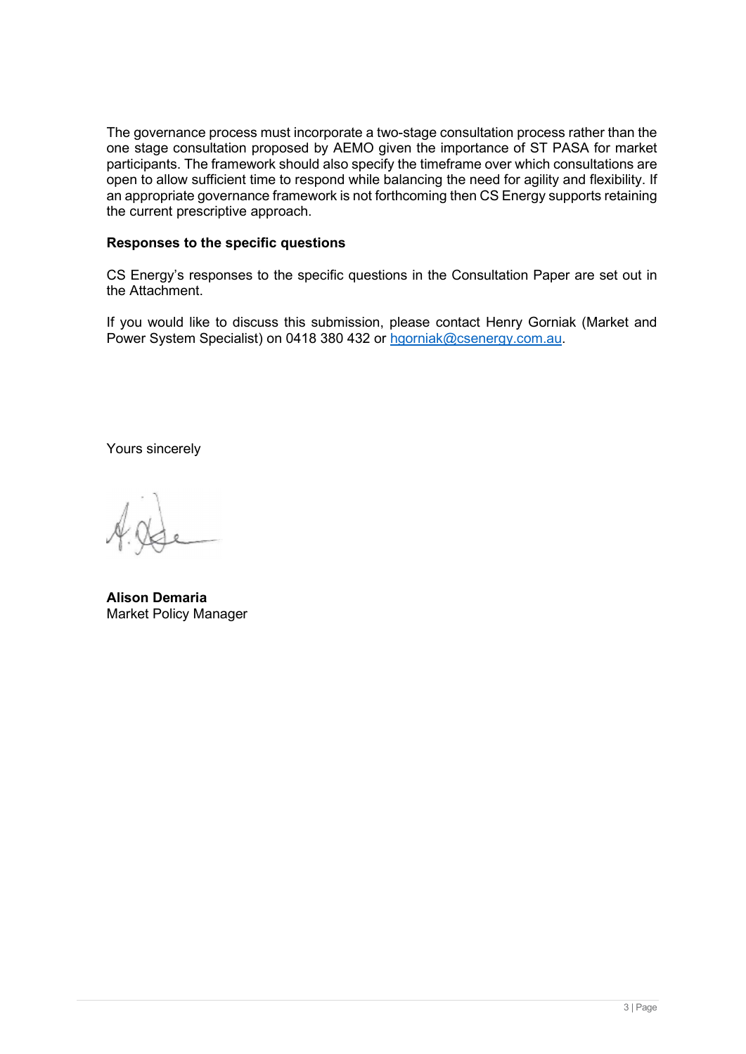The governance process must incorporate a two-stage consultation process rather than the one stage consultation proposed by AEMO given the importance of ST PASA for market participants. The framework should also specify the timeframe over which consultations are open to allow sufficient time to respond while balancing the need for agility and flexibility. If an appropriate governance framework is not forthcoming then CS Energy supports retaining the current prescriptive approach.

**Responses to the specific questions**

CS Energy's responses to the specific questions in the Consultation Paper are set out in the Attachment.

If you would like to discuss this submission, please contact Henry Gorniak (Market and Power System Specialist) on 0418 380 432 or hgorniak@csenergy.com.au.

Yours sincerely

**Alison Demaria**
Market Policy Manager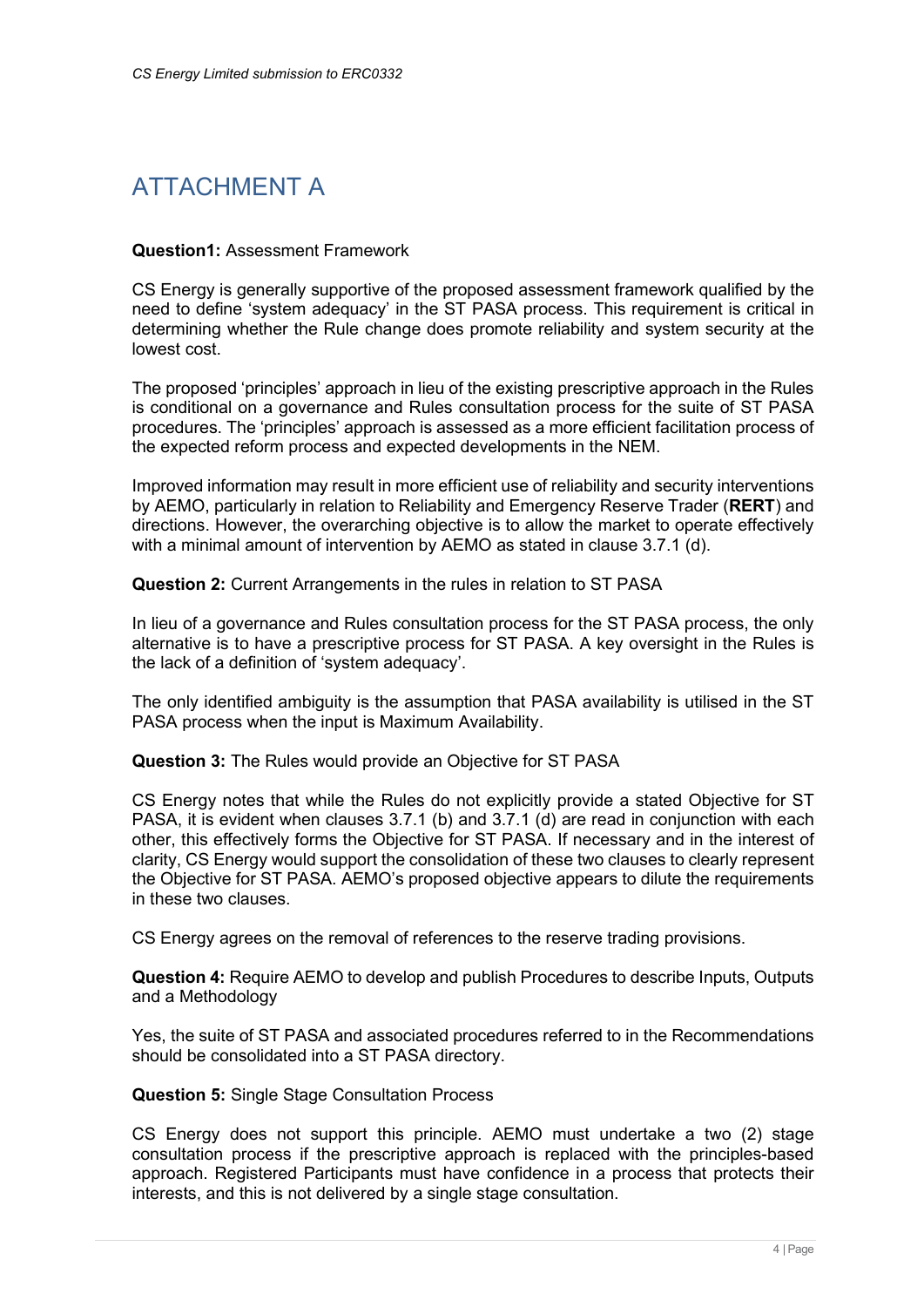# ATTACHMENT A

**Question1:** Assessment Framework

CS Energy is generally supportive of the proposed assessment framework qualified by the need to define 'system adequacy' in the ST PASA process. This requirement is critical in determining whether the Rule change does promote reliability and system security at the lowest cost.

The proposed 'principles' approach in lieu of the existing prescriptive approach in the Rules is conditional on a governance and Rules consultation process for the suite of ST PASA procedures. The 'principles' approach is assessed as a more efficient facilitation process of the expected reform process and expected developments in the NEM.

Improved information may result in more efficient use of reliability and security interventions by AEMO, particularly in relation to Reliability and Emergency Reserve Trader (**RERT**) and directions. However, the overarching objective is to allow the market to operate effectively with a minimal amount of intervention by AEMO as stated in clause 3.7.1 (d).

**Question 2:** Current Arrangements in the rules in relation to ST PASA

In lieu of a governance and Rules consultation process for the ST PASA process, the only alternative is to have a prescriptive process for ST PASA. A key oversight in the Rules is the lack of a definition of 'system adequacy'.

The only identified ambiguity is the assumption that PASA availability is utilised in the ST PASA process when the input is Maximum Availability.

**Question 3:** The Rules would provide an Objective for ST PASA

CS Energy notes that while the Rules do not explicitly provide a stated Objective for ST PASA, it is evident when clauses 3.7.1 (b) and 3.7.1 (d) are read in conjunction with each other, this effectively forms the Objective for ST PASA. If necessary and in the interest of clarity, CS Energy would support the consolidation of these two clauses to clearly represent the Objective for ST PASA. AEMO's proposed objective appears to dilute the requirements in these two clauses.

CS Energy agrees on the removal of references to the reserve trading provisions.

**Question 4:** Require AEMO to develop and publish Procedures to describe Inputs, Outputs and a Methodology

Yes, the suite of ST PASA and associated procedures referred to in the Recommendations should be consolidated into a ST PASA directory.

**Question 5:** Single Stage Consultation Process

CS Energy does not support this principle. AEMO must undertake a two (2) stage consultation process if the prescriptive approach is replaced with the principles-based approach. Registered Participants must have confidence in a process that protects their interests, and this is not delivered by a single stage consultation.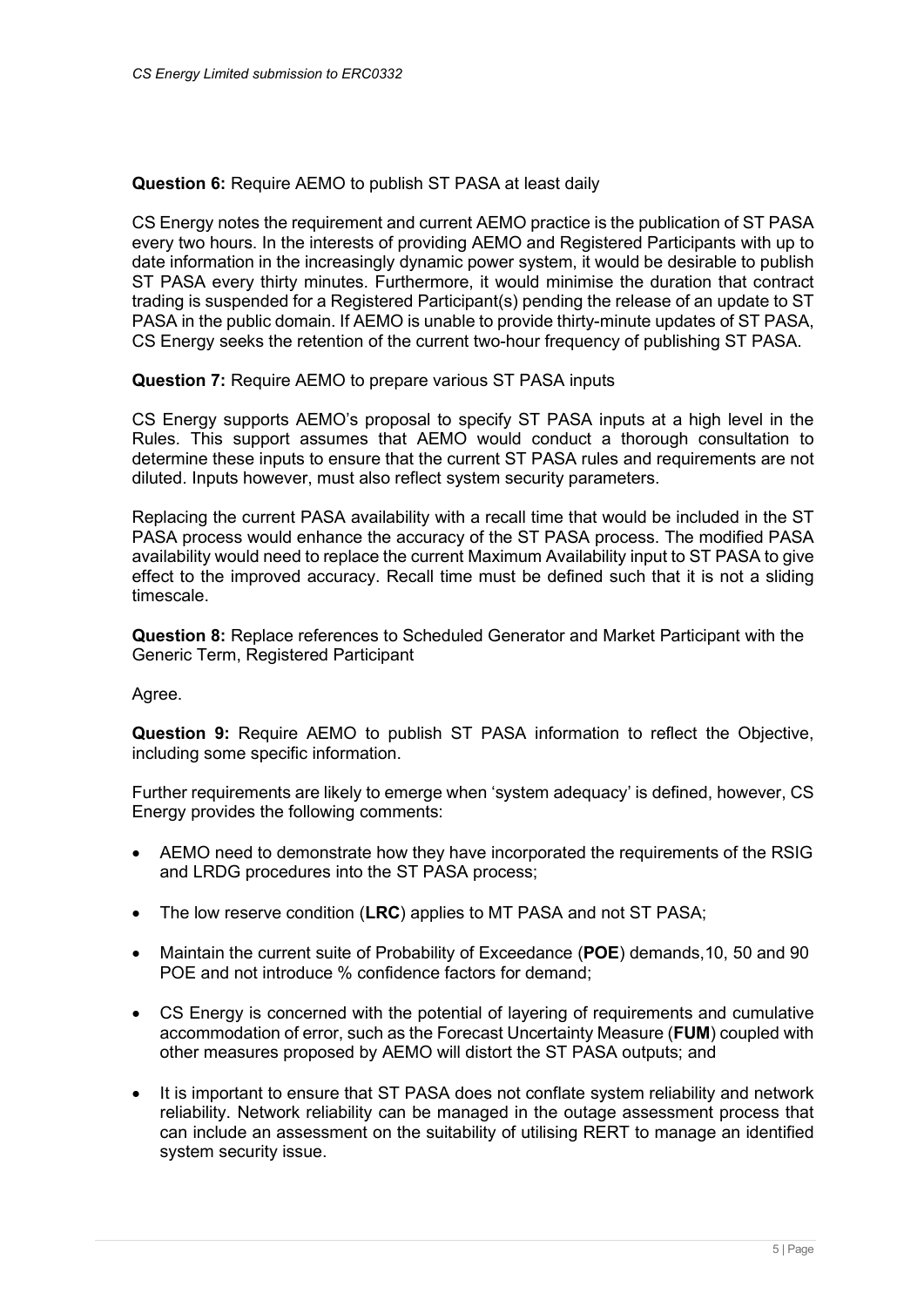**Question 6:** Require AEMO to publish ST PASA at least daily

CS Energy notes the requirement and current AEMO practice is the publication of ST PASA every two hours. In the interests of providing AEMO and Registered Participants with up to date information in the increasingly dynamic power system, it would be desirable to publish ST PASA every thirty minutes. Furthermore, it would minimise the duration that contract trading is suspended for a Registered Participant(s) pending the release of an update to ST PASA in the public domain. If AEMO is unable to provide thirty-minute updates of ST PASA, CS Energy seeks the retention of the current two-hour frequency of publishing ST PASA.

**Question 7:** Require AEMO to prepare various ST PASA inputs

CS Energy supports AEMO's proposal to specify ST PASA inputs at a high level in the Rules. This support assumes that AEMO would conduct a thorough consultation to determine these inputs to ensure that the current ST PASA rules and requirements are not diluted. Inputs however, must also reflect system security parameters.

Replacing the current PASA availability with a recall time that would be included in the ST PASA process would enhance the accuracy of the ST PASA process. The modified PASA availability would need to replace the current Maximum Availability input to ST PASA to give effect to the improved accuracy. Recall time must be defined such that it is not a sliding timescale.

**Question 8:** Replace references to Scheduled Generator and Market Participant with the Generic Term, Registered Participant

Agree.

**Question 9:** Require AEMO to publish ST PASA information to reflect the Objective, including some specific information.

Further requirements are likely to emerge when 'system adequacy' is defined, however, CS Energy provides the following comments:

- AEMO need to demonstrate how they have incorporated the requirements of the RSIG and LRDG procedures into the ST PASA process;
- The low reserve condition (**LRC**) applies to MT PASA and not ST PASA;
- Maintain the current suite of Probability of Exceedance (**POE**) demands,10, 50 and 90 POE and not introduce % confidence factors for demand;
- CS Energy is concerned with the potential of layering of requirements and cumulative accommodation of error, such as the Forecast Uncertainty Measure (**FUM**) coupled with other measures proposed by AEMO will distort the ST PASA outputs; and
- It is important to ensure that ST PASA does not conflate system reliability and network reliability. Network reliability can be managed in the outage assessment process that can include an assessment on the suitability of utilising RERT to manage an identified system security issue.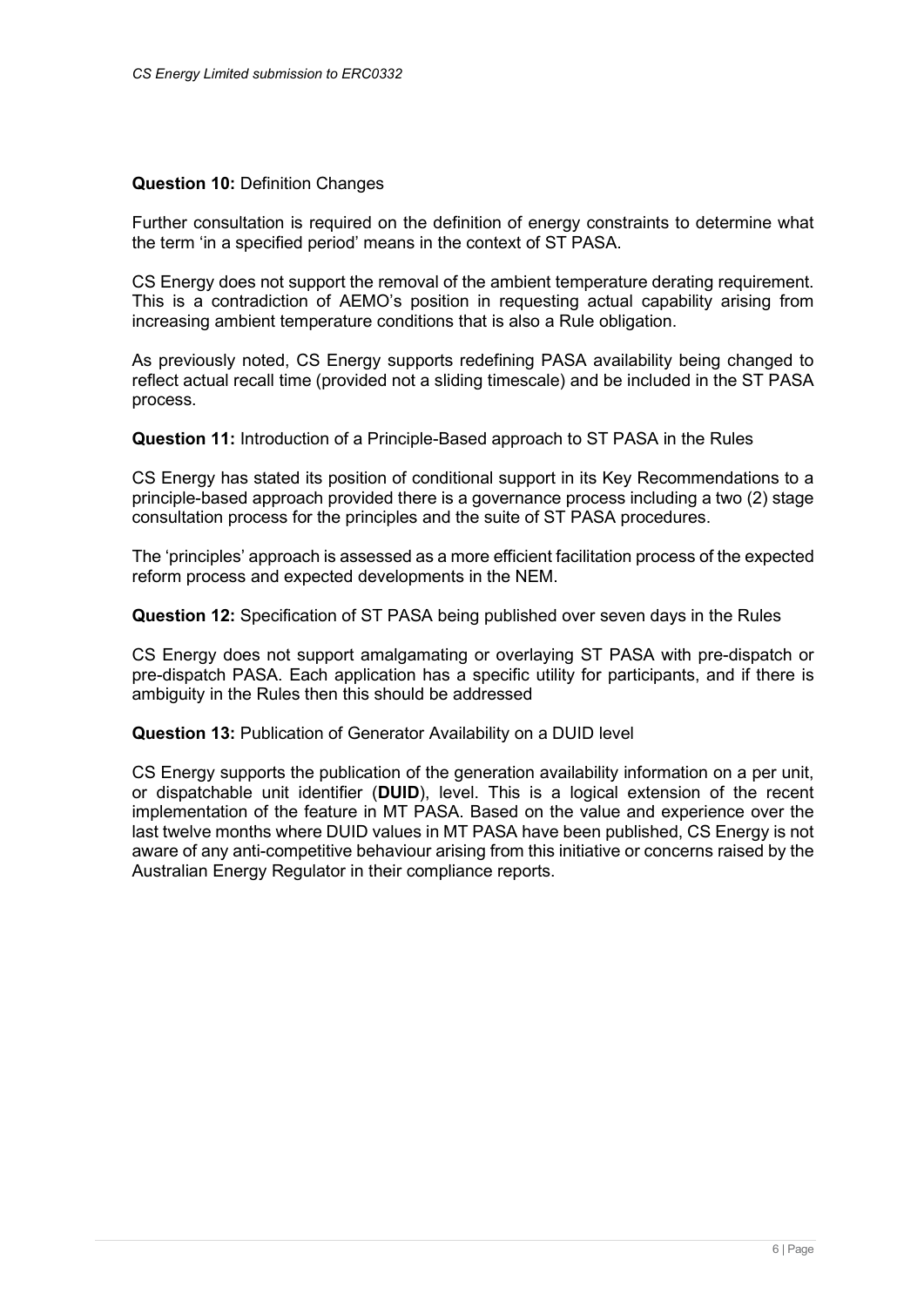**Question 10:** Definition Changes

Further consultation is required on the definition of energy constraints to determine what the term 'in a specified period' means in the context of ST PASA.

CS Energy does not support the removal of the ambient temperature derating requirement. This is a contradiction of AEMO's position in requesting actual capability arising from increasing ambient temperature conditions that is also a Rule obligation.

As previously noted, CS Energy supports redefining PASA availability being changed to reflect actual recall time (provided not a sliding timescale) and be included in the ST PASA process.

**Question 11:** Introduction of a Principle-Based approach to ST PASA in the Rules

CS Energy has stated its position of conditional support in its Key Recommendations to a principle-based approach provided there is a governance process including a two (2) stage consultation process for the principles and the suite of ST PASA procedures.

The 'principles' approach is assessed as a more efficient facilitation process of the expected reform process and expected developments in the NEM.

**Question 12:** Specification of ST PASA being published over seven days in the Rules

CS Energy does not support amalgamating or overlaying ST PASA with pre-dispatch or pre-dispatch PASA. Each application has a specific utility for participants, and if there is ambiguity in the Rules then this should be addressed

**Question 13:** Publication of Generator Availability on a DUID level

CS Energy supports the publication of the generation availability information on a per unit, or dispatchable unit identifier (**DUID**), level. This is a logical extension of the recent implementation of the feature in MT PASA. Based on the value and experience over the last twelve months where DUID values in MT PASA have been published, CS Energy is not aware of any anti-competitive behaviour arising from this initiative or concerns raised by the Australian Energy Regulator in their compliance reports.